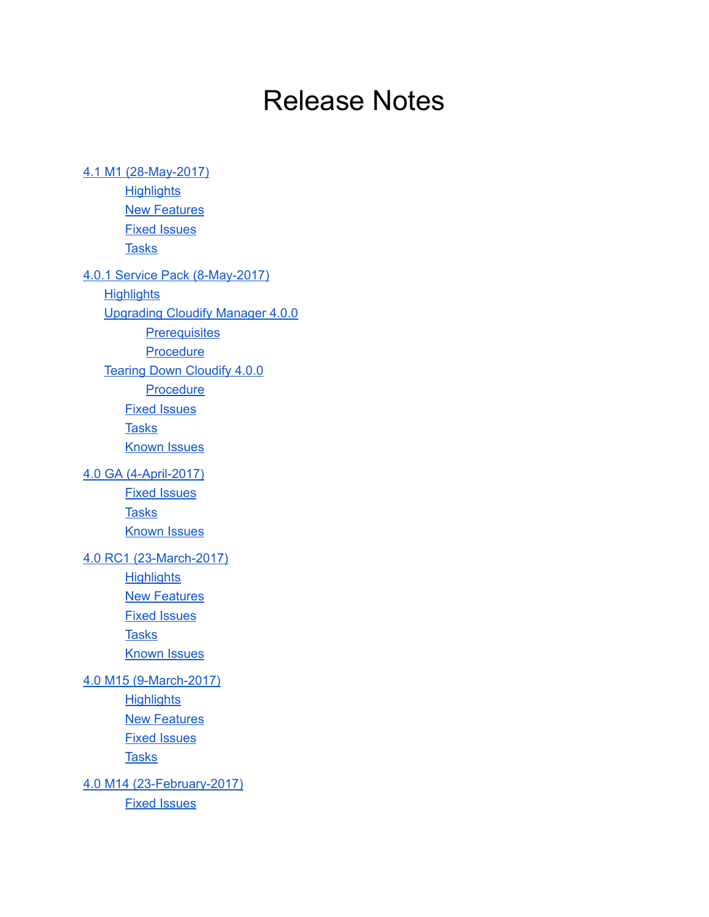# Release Notes

- 4.1 M1 (28-May-2017)
  - Highlights
  - New Features
  - Fixed Issues
  - Tasks
- 4.0.1 Service Pack (8-May-2017)
  - Highlights
  - Upgrading Cloudify Manager 4.0.0
    - Prerequisites
    - Procedure
  - Tearing Down Cloudify 4.0.0
    - Procedure
  - Fixed Issues
  - Tasks
  - Known Issues
- 4.0 GA (4-April-2017)
  - Fixed Issues
  - Tasks
  - Known Issues
- 4.0 RC1 (23-March-2017)
  - Highlights
  - New Features
  - Fixed Issues
  - Tasks
  - Known Issues
- 4.0 M15 (9-March-2017)
  - Highlights
  - New Features
  - Fixed Issues
  - Tasks
- 4.0 M14 (23-February-2017)
  - Fixed Issues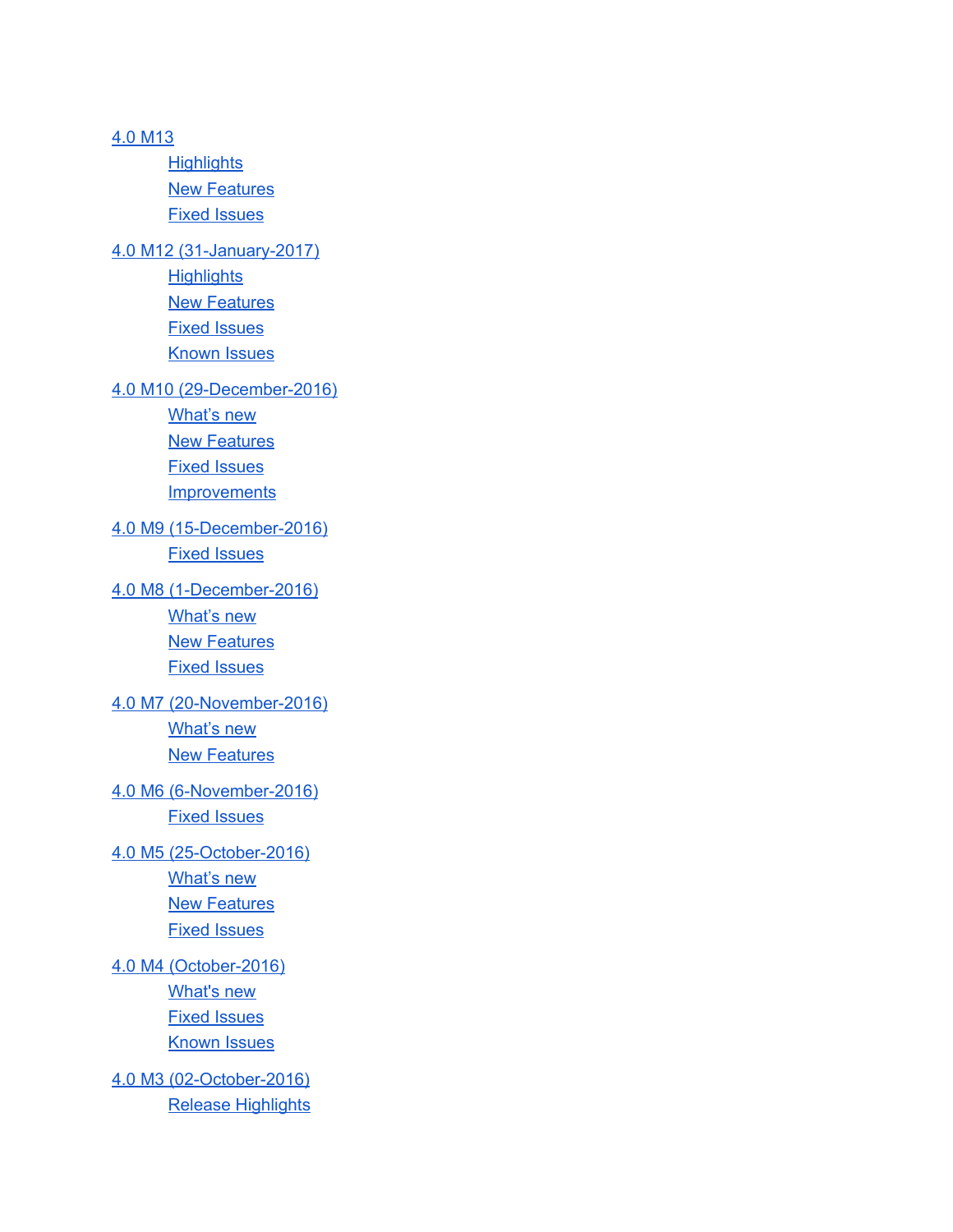- 4.0 M13
    - Highlights
    - New Features
    - Fixed Issues
- 4.0 M12 (31-January-2017)
    - Highlights
    - New Features
    - Fixed Issues
    - Known Issues
- 4.0 M10 (29-December-2016)
    - What's new
    - New Features
    - Fixed Issues
    - Improvements
- 4.0 M9 (15-December-2016)
    - Fixed Issues
- 4.0 M8 (1-December-2016)
    - What's new
    - New Features
    - Fixed Issues
- 4.0 M7 (20-November-2016)
    - What's new
    - New Features
- 4.0 M6 (6-November-2016)
    - Fixed Issues
- 4.0 M5 (25-October-2016)
    - What's new
    - New Features
    - Fixed Issues
- 4.0 M4 (October-2016)
    - What's new
    - Fixed Issues
    - Known Issues
- 4.0 M3 (02-October-2016)
    - Release Highlights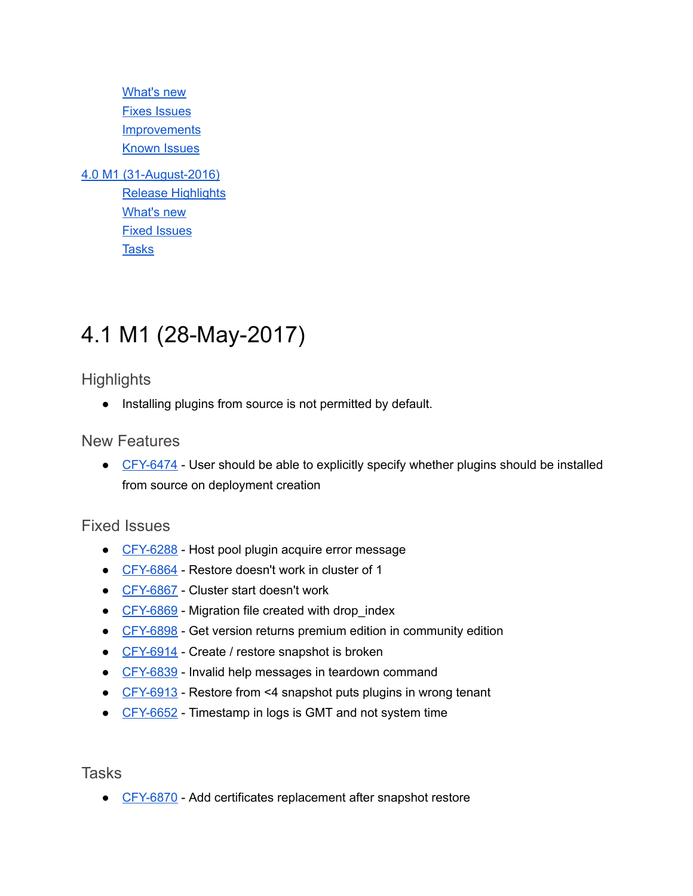- [What's new]()
- [Fixes Issues]()
- [Improvements]()
- [Known Issues]()

[4.0 M1 (31-August-2016)]()

- [Release Highlights]()
- [What's new]()
- [Fixed Issues]()
- [Tasks]()

# 4.1 M1 (28-May-2017)

## Highlights

- Installing plugins from source is not permitted by default.

## New Features

- [CFY-6474]() - User should be able to explicitly specify whether plugins should be installed from source on deployment creation

## Fixed Issues

- [CFY-6288]() - Host pool plugin acquire error message
- [CFY-6864]() - Restore doesn't work in cluster of 1
- [CFY-6867]() - Cluster start doesn't work
- [CFY-6869]() - Migration file created with drop_index
- [CFY-6898]() - Get version returns premium edition in community edition
- [CFY-6914]() - Create / restore snapshot is broken
- [CFY-6839]() - Invalid help messages in teardown command
- [CFY-6913]() - Restore from <4 snapshot puts plugins in wrong tenant
- [CFY-6652]() - Timestamp in logs is GMT and not system time

## Tasks

- [CFY-6870]() - Add certificates replacement after snapshot restore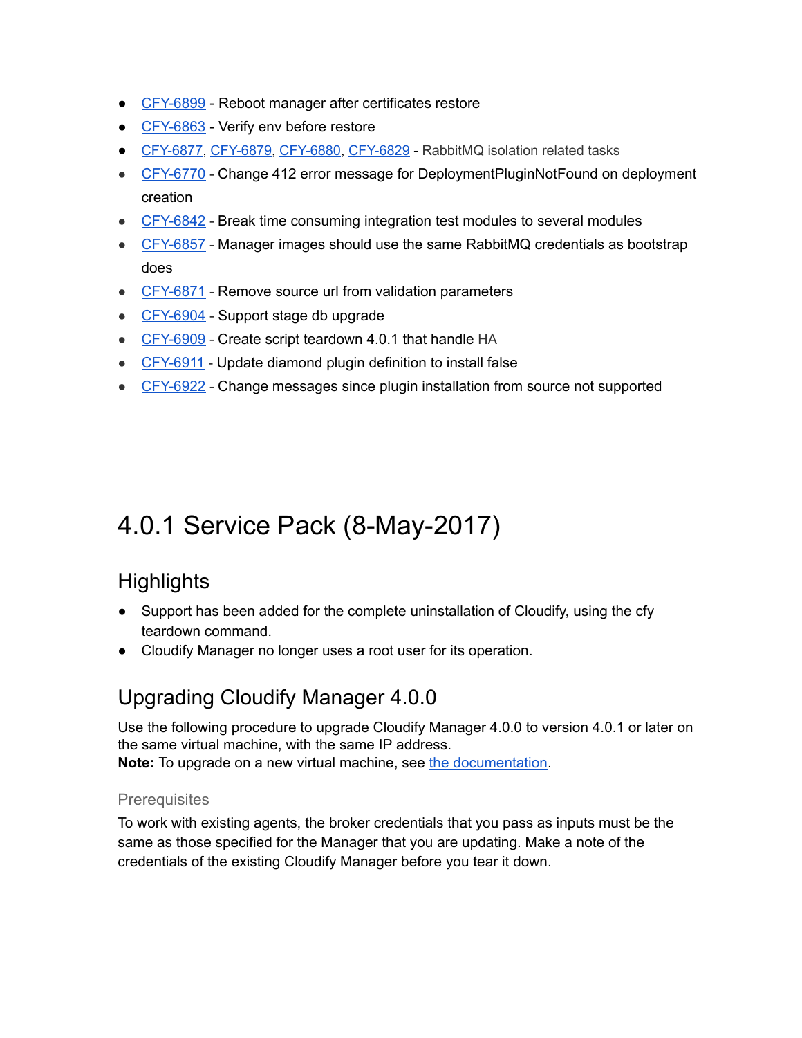- CFY-6899 - Reboot manager after certificates restore
- CFY-6863 - Verify env before restore
- CFY-6877, CFY-6879, CFY-6880, CFY-6829 - RabbitMQ isolation related tasks
- CFY-6770 - Change 412 error message for DeploymentPluginNotFound on deployment creation
- CFY-6842 - Break time consuming integration test modules to several modules
- CFY-6857 - Manager images should use the same RabbitMQ credentials as bootstrap does
- CFY-6871 - Remove source url from validation parameters
- CFY-6904 - Support stage db upgrade
- CFY-6909 - Create script teardown 4.0.1 that handle HA
- CFY-6911 - Update diamond plugin definition to install false
- CFY-6922 - Change messages since plugin installation from source not supported

# 4.0.1 Service Pack (8-May-2017)

## Highlights

- Support has been added for the complete uninstallation of Cloudify, using the cfy teardown command.
- Cloudify Manager no longer uses a root user for its operation.

## Upgrading Cloudify Manager 4.0.0

Use the following procedure to upgrade Cloudify Manager 4.0.0 to version 4.0.1 or later on the same virtual machine, with the same IP address.
**Note:** To upgrade on a new virtual machine, see the documentation.

### Prerequisites

To work with existing agents, the broker credentials that you pass as inputs must be the same as those specified for the Manager that you are updating. Make a note of the credentials of the existing Cloudify Manager before you tear it down.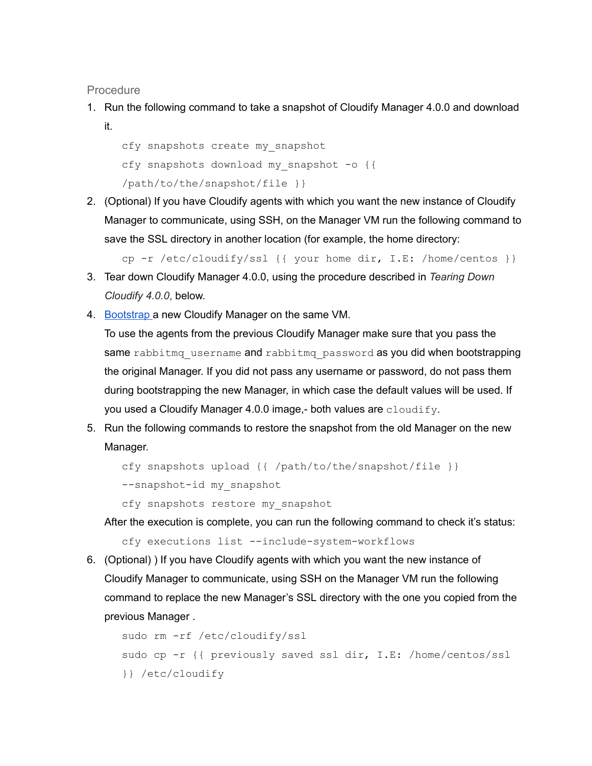Procedure

1. Run the following command to take a snapshot of Cloudify Manager 4.0.0 and download it.

   ```
   cfy snapshots create my_snapshot
   cfy snapshots download my_snapshot -o {{ /path/to/the/snapshot/file }}
   ```

2. (Optional) If you have Cloudify agents with which you want the new instance of Cloudify Manager to communicate, using SSH, on the Manager VM run the following command to save the SSL directory in another location (for example, the home directory:

   ```
   cp -r /etc/cloudify/ssl {{ your home dir, I.E: /home/centos }}
   ```

3. Tear down Cloudify Manager 4.0.0, using the procedure described in *Tearing Down Cloudify 4.0.0*, below.

4. [Bootstrap ]a new Cloudify Manager on the same VM.
   To use the agents from the previous Cloudify Manager make sure that you pass the same `rabbitmq_username` and `rabbitmq_password` as you did when bootstrapping the original Manager. If you did not pass any username or password, do not pass them during bootstrapping the new Manager, in which case the default values will be used. If you used a Cloudify Manager 4.0.0 image,- both values are `cloudify`.

5. Run the following commands to restore the snapshot from the old Manager on the new Manager.

   ```
   cfy snapshots upload {{ /path/to/the/snapshot/file }} --snapshot-id my_snapshot
   cfy snapshots restore my_snapshot
   ```

   After the execution is complete, you can run the following command to check it's status:

   ```
   cfy executions list --include-system-workflows
   ```

6. (Optional) ) If you have Cloudify agents with which you want the new instance of Cloudify Manager to communicate, using SSH on the Manager VM run the following command to replace the new Manager's SSL directory with the one you copied from the previous Manager .

   ```
   sudo rm -rf /etc/cloudify/ssl
   sudo cp -r {{ previously saved ssl dir, I.E: /home/centos/ssl }} /etc/cloudify
   ```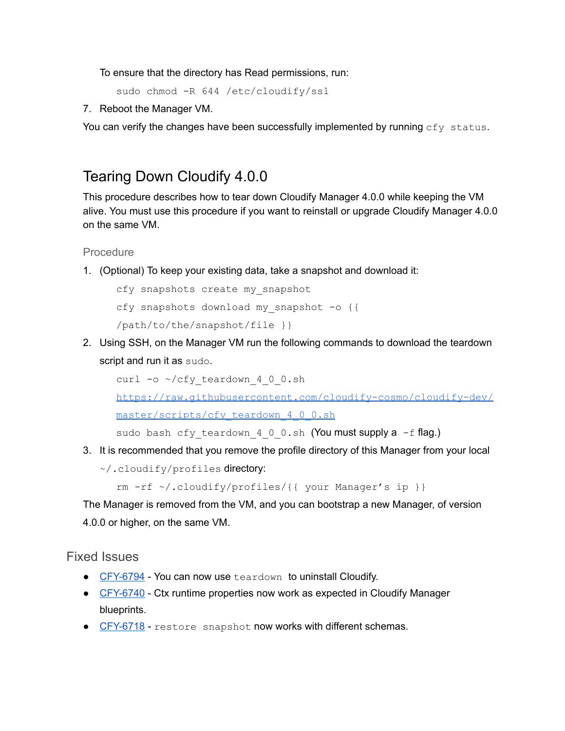To ensure that the directory has Read permissions, run:

```
sudo chmod -R 644 /etc/cloudify/ssl
```

7. Reboot the Manager VM.

You can verify the changes have been successfully implemented by running `cfy status`.

## Tearing Down Cloudify 4.0.0

This procedure describes how to tear down Cloudify Manager 4.0.0 while keeping the VM alive. You must use this procedure if you want to reinstall or upgrade Cloudify Manager 4.0.0 on the same VM.

### Procedure

1. (Optional) To keep your existing data, take a snapshot and download it:

   ```
   cfy snapshots create my_snapshot
   cfy snapshots download my_snapshot -o {{ /path/to/the/snapshot/file }}
   ```

2. Using SSH, on the Manager VM run the following commands to download the teardown script and run it as `sudo`.

   ```
   curl -o ~/cfy_teardown_4_0_0.sh https://raw.githubusercontent.com/cloudify-cosmo/cloudify-dev/master/scripts/cfy_teardown_4_0_0.sh
   sudo bash cfy_teardown_4_0_0.sh
   ```
   (You must supply a `-f` flag.)

3. It is recommended that you remove the profile directory of this Manager from your local `~/.cloudify/profiles` directory:

   ```
   rm -rf ~/.cloudify/profiles/{{ your Manager’s ip }}
   ```

The Manager is removed from the VM, and you can bootstrap a new Manager, of version 4.0.0 or higher, on the same VM.

## Fixed Issues

- CFY-6794 - You can now use `teardown` to uninstall Cloudify.
- CFY-6740 - Ctx runtime properties now work as expected in Cloudify Manager blueprints.
- CFY-6718 - `restore snapshot` now works with different schemas.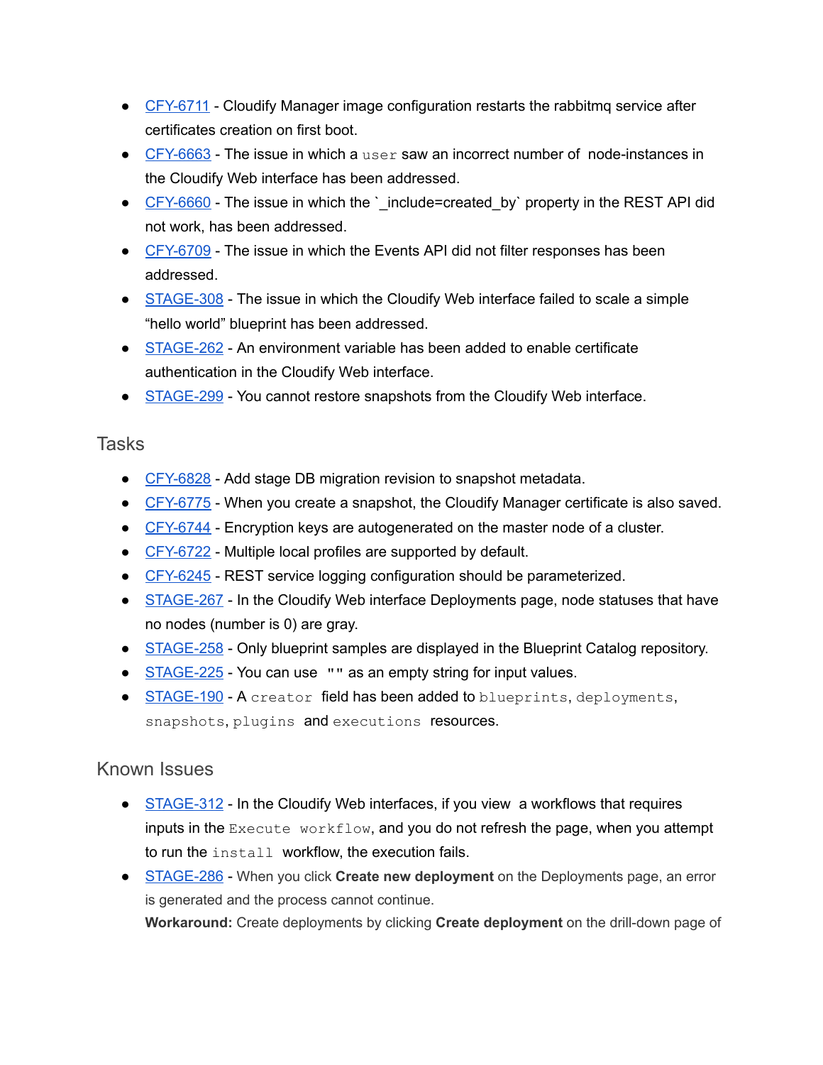- CFY-6711 - Cloudify Manager image configuration restarts the rabbitmq service after certificates creation on first boot.
- CFY-6663 - The issue in which a `user` saw an incorrect number of node-instances in the Cloudify Web interface has been addressed.
- CFY-6660 - The issue in which the `_include=created_by` property in the REST API did not work, has been addressed.
- CFY-6709 - The issue in which the Events API did not filter responses has been addressed.
- STAGE-308 - The issue in which the Cloudify Web interface failed to scale a simple "hello world" blueprint has been addressed.
- STAGE-262 - An environment variable has been added to enable certificate authentication in the Cloudify Web interface.
- STAGE-299 - You cannot restore snapshots from the Cloudify Web interface.

## Tasks

- CFY-6828 - Add stage DB migration revision to snapshot metadata.
- CFY-6775 - When you create a snapshot, the Cloudify Manager certificate is also saved.
- CFY-6744 - Encryption keys are autogenerated on the master node of a cluster.
- CFY-6722 - Multiple local profiles are supported by default.
- CFY-6245 - REST service logging configuration should be parameterized.
- STAGE-267 - In the Cloudify Web interface Deployments page, node statuses that have no nodes (number is 0) are gray.
- STAGE-258 - Only blueprint samples are displayed in the Blueprint Catalog repository.
- STAGE-225 - You can use `""` as an empty string for input values.
- STAGE-190 - A `creator` field has been added to `blueprints`, `deployments`, `snapshots`, `plugins` and `executions` resources.

## Known Issues

- STAGE-312 - In the Cloudify Web interfaces, if you view a workflows that requires inputs in the `Execute workflow`, and you do not refresh the page, when you attempt to run the `install` workflow, the execution fails.
- STAGE-286 - When you click **Create new deployment** on the Deployments page, an error is generated and the process cannot continue.
  **Workaround:** Create deployments by clicking **Create deployment** on the drill-down page of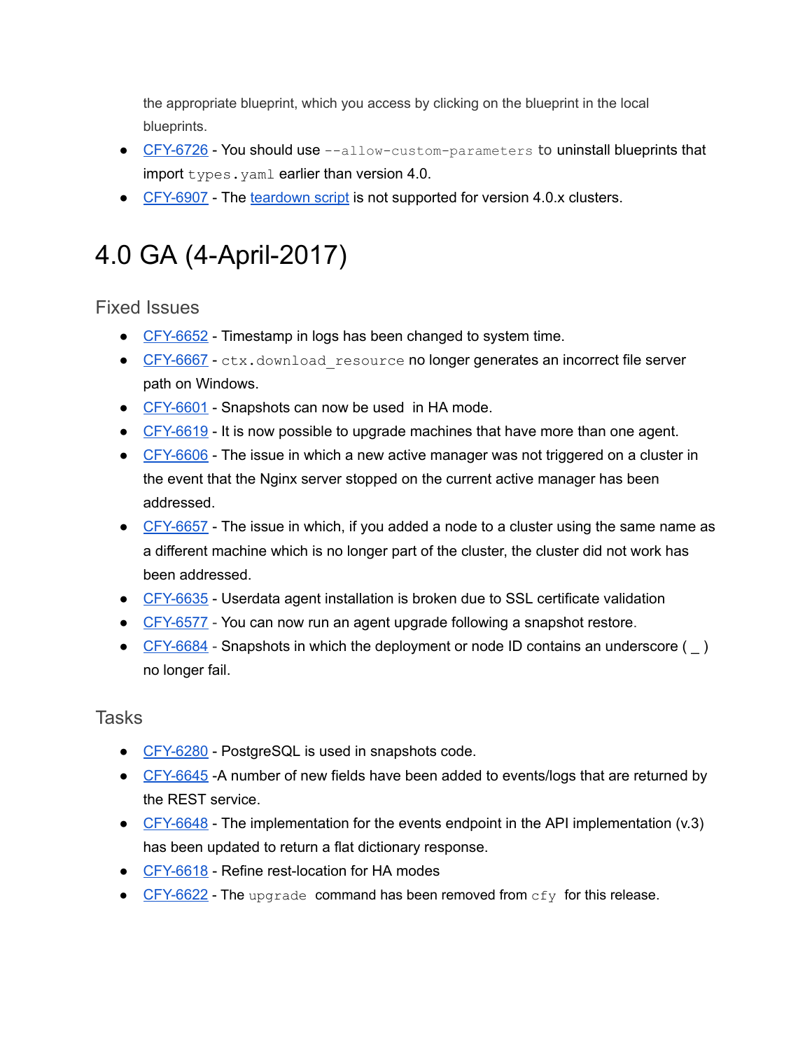the appropriate blueprint, which you access by clicking on the blueprint in the local blueprints.

- CFY-6726 - You should use `--allow-custom-parameters` to uninstall blueprints that import `types.yaml` earlier than version 4.0.
- CFY-6907 - The teardown script is not supported for version 4.0.x clusters.

# 4.0 GA (4-April-2017)

## Fixed Issues

- CFY-6652 - Timestamp in logs has been changed to system time.
- CFY-6667 - `ctx.download_resource` no longer generates an incorrect file server path on Windows.
- CFY-6601 - Snapshots can now be used  in HA mode.
- CFY-6619 - It is now possible to upgrade machines that have more than one agent.
- CFY-6606 - The issue in which a new active manager was not triggered on a cluster in the event that the Nginx server stopped on the current active manager has been addressed.
- CFY-6657 - The issue in which, if you added a node to a cluster using the same name as a different machine which is no longer part of the cluster, the cluster did not work has been addressed.
- CFY-6635 - Userdata agent installation is broken due to SSL certificate validation
- CFY-6577 - You can now run an agent upgrade following a snapshot restore.
- CFY-6684 - Snapshots in which the deployment or node ID contains an underscore ( _ ) no longer fail.

## Tasks

- CFY-6280 - PostgreSQL is used in snapshots code.
- CFY-6645 -A number of new fields have been added to events/logs that are returned by the REST service.
- CFY-6648 - The implementation for the events endpoint in the API implementation (v.3) has been updated to return a flat dictionary response.
- CFY-6618 - Refine rest-location for HA modes
- CFY-6622 - The `upgrade` command has been removed from `cfy` for this release.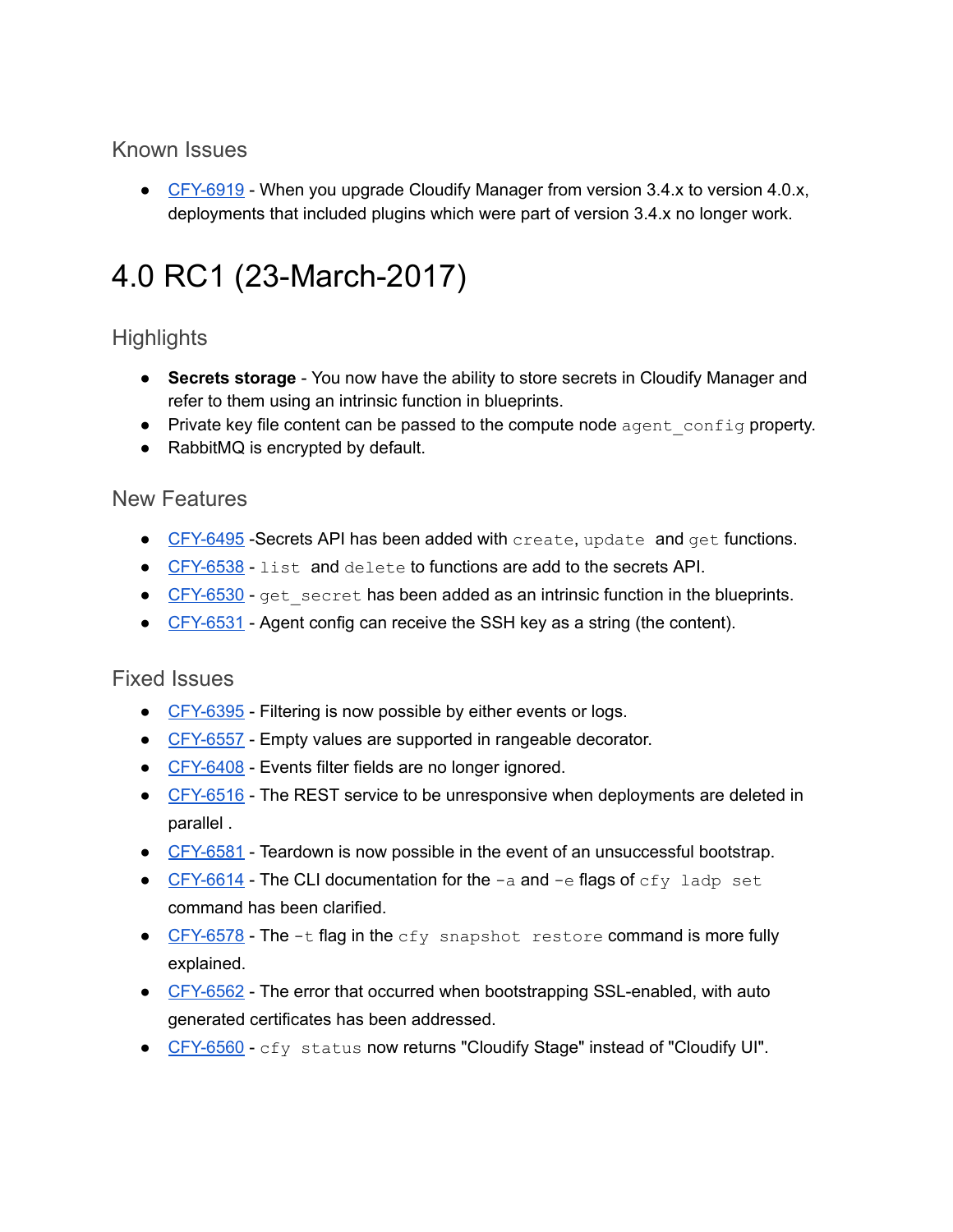### Known Issues

- CFY-6919 - When you upgrade Cloudify Manager from version 3.4.x to version 4.0.x, deployments that included plugins which were part of version 3.4.x no longer work.

# 4.0 RC1 (23-March-2017)

### Highlights

- **Secrets storage** - You now have the ability to store secrets in Cloudify Manager and refer to them using an intrinsic function in blueprints.
- Private key file content can be passed to the compute node `agent_config` property.
- RabbitMQ is encrypted by default.

### New Features

- CFY-6495 -Secrets API has been added with `create`, `update` and `get` functions.
- CFY-6538 - `list` and `delete` to functions are add to the secrets API.
- CFY-6530 - `get_secret` has been added as an intrinsic function in the blueprints.
- CFY-6531 - Agent config can receive the SSH key as a string (the content).

### Fixed Issues

- CFY-6395 - Filtering is now possible by either events or logs.
- CFY-6557 - Empty values are supported in rangeable decorator.
- CFY-6408 - Events filter fields are no longer ignored.
- CFY-6516 - The REST service to be unresponsive when deployments are deleted in parallel .
- CFY-6581 - Teardown is now possible in the event of an unsuccessful bootstrap.
- CFY-6614 - The CLI documentation for the `-a` and `-e` flags of `cfy ladp set` command has been clarified.
- CFY-6578 - The `-t` flag in the `cfy snapshot restore` command is more fully explained.
- CFY-6562 - The error that occurred when bootstrapping SSL-enabled, with auto generated certificates has been addressed.
- CFY-6560 - `cfy status` now returns "Cloudify Stage" instead of "Cloudify UI".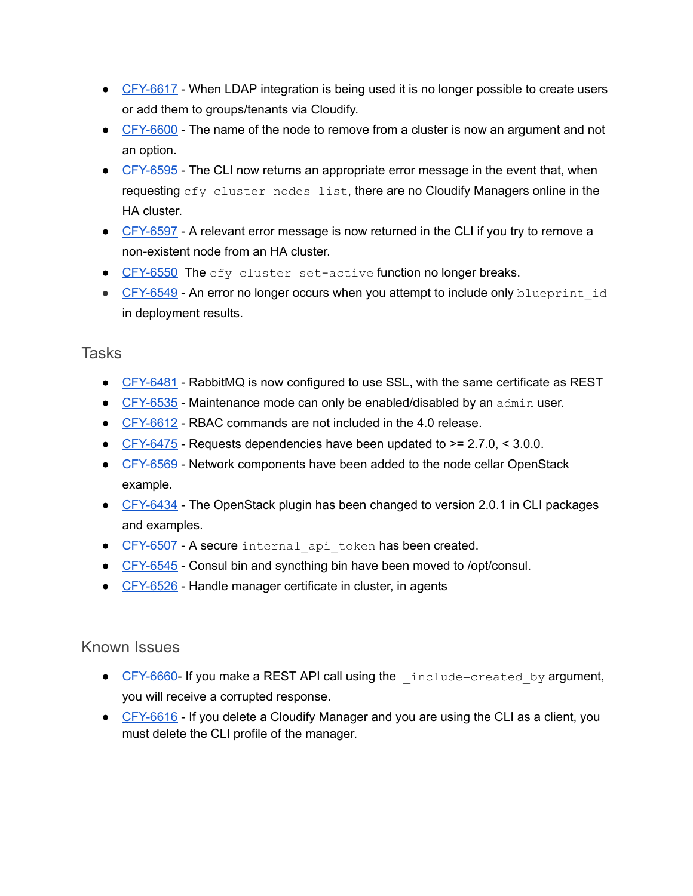- CFY-6617 - When LDAP integration is being used it is no longer possible to create users or add them to groups/tenants via Cloudify.
- CFY-6600 - The name of the node to remove from a cluster is now an argument and not an option.
- CFY-6595 - The CLI now returns an appropriate error message in the event that, when requesting `cfy cluster nodes list`, there are no Cloudify Managers online in the HA cluster.
- CFY-6597 - A relevant error message is now returned in the CLI if you try to remove a non-existent node from an HA cluster.
- CFY-6550 The `cfy cluster set-active` function no longer breaks.
- CFY-6549 - An error no longer occurs when you attempt to include only `blueprint_id` in deployment results.

## Tasks

- CFY-6481 - RabbitMQ is now configured to use SSL, with the same certificate as REST
- CFY-6535 - Maintenance mode can only be enabled/disabled by an `admin` user.
- CFY-6612 - RBAC commands are not included in the 4.0 release.
- CFY-6475 - Requests dependencies have been updated to >= 2.7.0, < 3.0.0.
- CFY-6569 - Network components have been added to the node cellar OpenStack example.
- CFY-6434 - The OpenStack plugin has been changed to version 2.0.1 in CLI packages and examples.
- CFY-6507 - A secure `internal_api_token` has been created.
- CFY-6545 - Consul bin and syncthing bin have been moved to /opt/consul.
- CFY-6526 - Handle manager certificate in cluster, in agents

## Known Issues

- CFY-6660- If you make a REST API call using the `_include=created_by` argument, you will receive a corrupted response.
- CFY-6616 - If you delete a Cloudify Manager and you are using the CLI as a client, you must delete the CLI profile of the manager.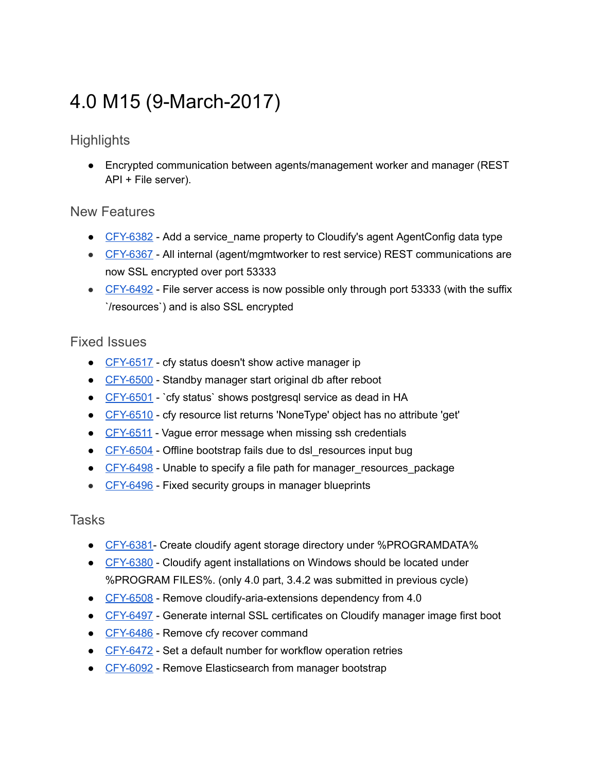# 4.0 M15 (9-March-2017)

## Highlights

- Encrypted communication between agents/management worker and manager (REST API + File server).

## New Features

- CFY-6382 - Add a service_name property to Cloudify's agent AgentConfig data type
- CFY-6367 - All internal (agent/mgmtworker to rest service) REST communications are now SSL encrypted over port 53333
- CFY-6492 - File server access is now possible only through port 53333 (with the suffix `/resources`) and is also SSL encrypted

## Fixed Issues

- CFY-6517 - cfy status doesn't show active manager ip
- CFY-6500 - Standby manager start original db after reboot
- CFY-6501 - `cfy status` shows postgresql service as dead in HA
- CFY-6510 - cfy resource list returns 'NoneType' object has no attribute 'get'
- CFY-6511 - Vague error message when missing ssh credentials
- CFY-6504 - Offline bootstrap fails due to dsl_resources input bug
- CFY-6498 - Unable to specify a file path for manager_resources_package
- CFY-6496 - Fixed security groups in manager blueprints

## Tasks

- CFY-6381- Create cloudify agent storage directory under %PROGRAMDATA%
- CFY-6380 - Cloudify agent installations on Windows should be located under %PROGRAM FILES%. (only 4.0 part, 3.4.2 was submitted in previous cycle)
- CFY-6508 - Remove cloudify-aria-extensions dependency from 4.0
- CFY-6497 - Generate internal SSL certificates on Cloudify manager image first boot
- CFY-6486 - Remove cfy recover command
- CFY-6472 - Set a default number for workflow operation retries
- CFY-6092 - Remove Elasticsearch from manager bootstrap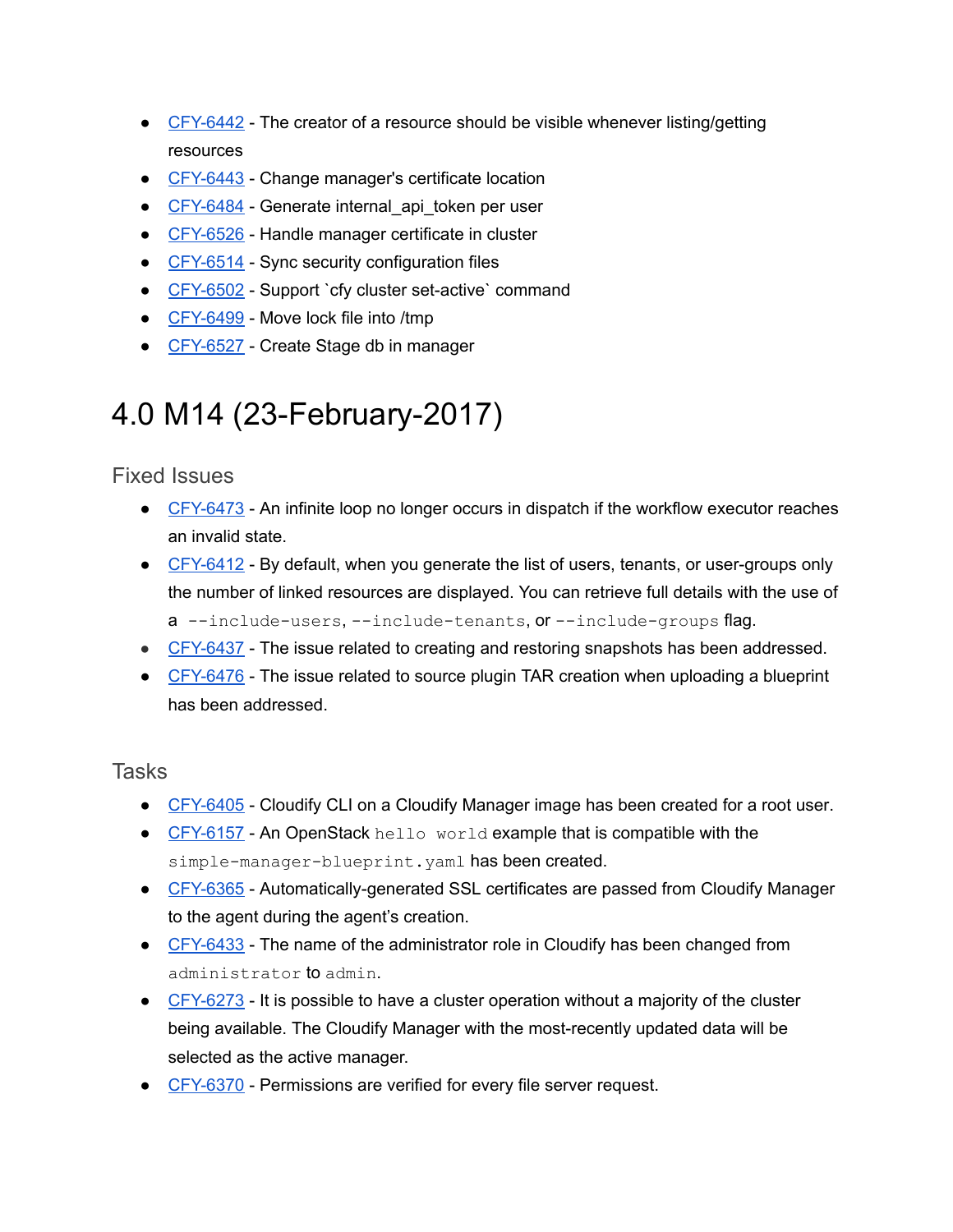- [CFY-6442](#) - The creator of a resource should be visible whenever listing/getting resources
- [CFY-6443](#) - Change manager's certificate location
- [CFY-6484](#) - Generate internal_api_token per user
- [CFY-6526](#) - Handle manager certificate in cluster
- [CFY-6514](#) - Sync security configuration files
- [CFY-6502](#) - Support `cfy cluster set-active` command
- [CFY-6499](#) - Move lock file into /tmp
- [CFY-6527](#) - Create Stage db in manager

# 4.0 M14 (23-February-2017)

## Fixed Issues

- [CFY-6473](#) - An infinite loop no longer occurs in dispatch if the workflow executor reaches an invalid state.
- [CFY-6412](#) - By default, when you generate the list of users, tenants, or user-groups only the number of linked resources are displayed. You can retrieve full details with the use of a `--include-users`, `--include-tenants`, or `--include-groups` flag.
- [CFY-6437](#) - The issue related to creating and restoring snapshots has been addressed.
- [CFY-6476](#) - The issue related to source plugin TAR creation when uploading a blueprint has been addressed.

## Tasks

- [CFY-6405](#) - Cloudify CLI on a Cloudify Manager image has been created for a root user.
- [CFY-6157](#) - An OpenStack `hello world` example that is compatible with the `simple-manager-blueprint.yaml` has been created.
- [CFY-6365](#) - Automatically-generated SSL certificates are passed from Cloudify Manager to the agent during the agent's creation.
- [CFY-6433](#) - The name of the administrator role in Cloudify has been changed from `administrator` to `admin`.
- [CFY-6273](#) - It is possible to have a cluster operation without a majority of the cluster being available. The Cloudify Manager with the most-recently updated data will be selected as the active manager.
- [CFY-6370](#) - Permissions are verified for every file server request.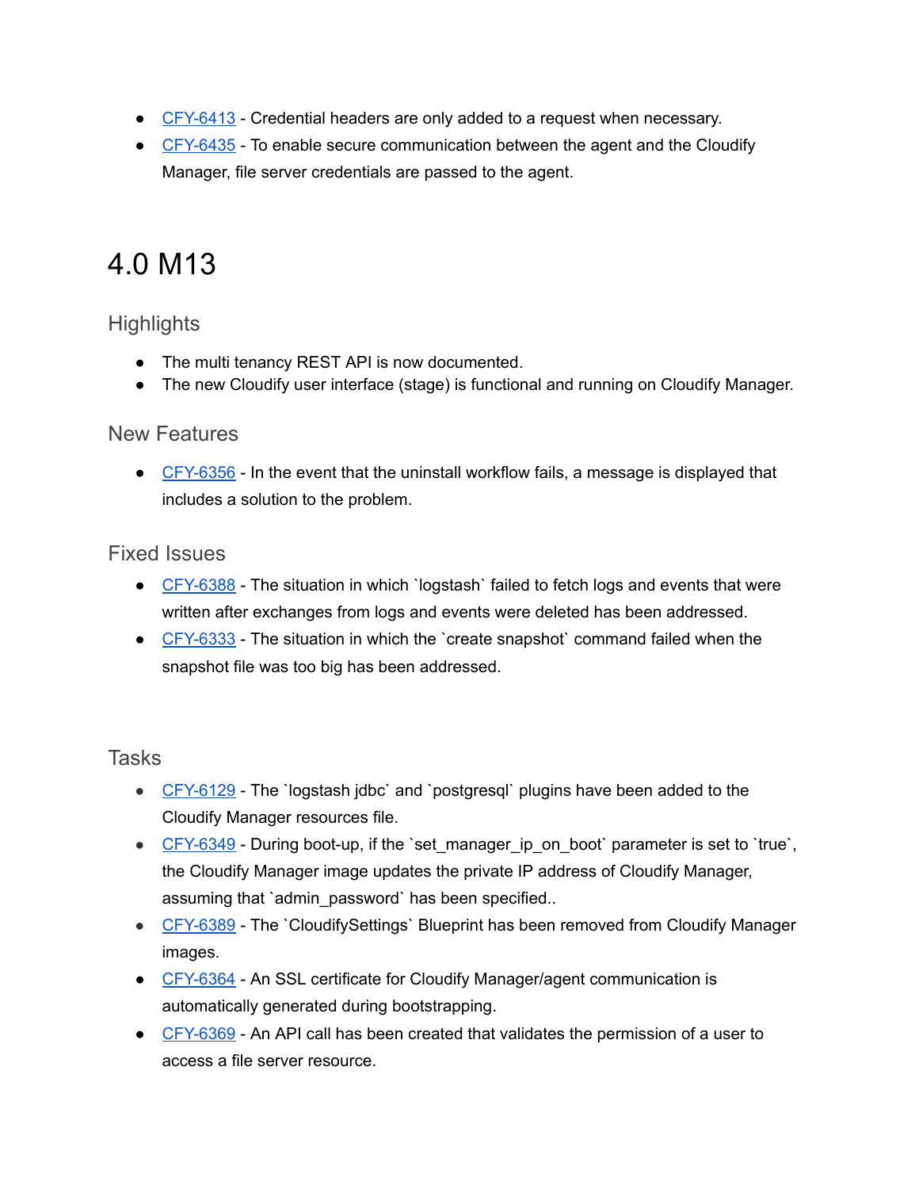- CFY-6413 - Credential headers are only added to a request when necessary.
- CFY-6435 - To enable secure communication between the agent and the Cloudify Manager, file server credentials are passed to the agent.

# 4.0 M13

## Highlights

- The multi tenancy REST API is now documented.
- The new Cloudify user interface (stage) is functional and running on Cloudify Manager.

## New Features

- CFY-6356 - In the event that the uninstall workflow fails, a message is displayed that includes a solution to the problem.

## Fixed Issues

- CFY-6388 - The situation in which `logstash` failed to fetch logs and events that were written after exchanges from logs and events were deleted has been addressed.
- CFY-6333 - The situation in which the `create snapshot` command failed when the snapshot file was too big has been addressed.

## Tasks

- CFY-6129 - The `logstash jdbc` and `postgresql` plugins have been added to the Cloudify Manager resources file.
- CFY-6349 - During boot-up, if the `set_manager_ip_on_boot` parameter is set to `true`, the Cloudify Manager image updates the private IP address of Cloudify Manager, assuming that `admin_password` has been specified..
- CFY-6389 - The `CloudifySettings` Blueprint has been removed from Cloudify Manager images.
- CFY-6364 - An SSL certificate for Cloudify Manager/agent communication is automatically generated during bootstrapping.
- CFY-6369 - An API call has been created that validates the permission of a user to access a file server resource.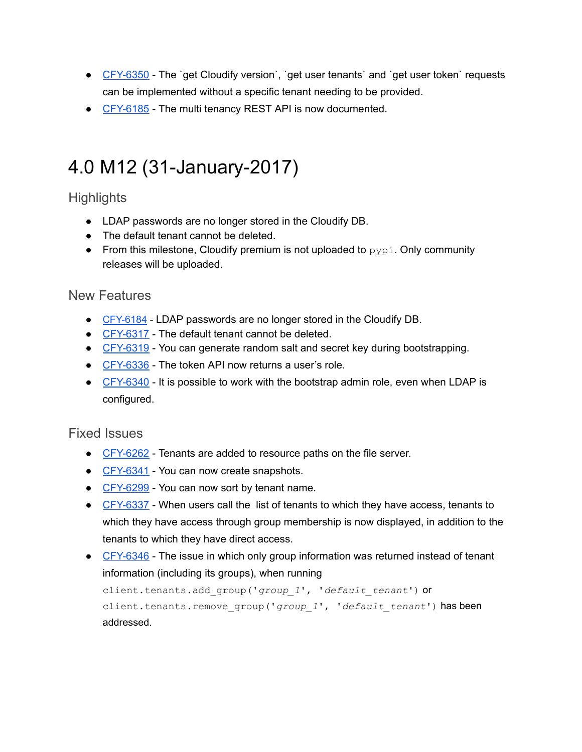- [CFY-6350](#) - The `get Cloudify version`, `get user tenants` and `get user token` requests can be implemented without a specific tenant needing to be provided.
- [CFY-6185](#) - The multi tenancy REST API is now documented.

# 4.0 M12 (31-January-2017)

## Highlights

- LDAP passwords are no longer stored in the Cloudify DB.
- The default tenant cannot be deleted.
- From this milestone, Cloudify premium is not uploaded to `pypi`. Only community releases will be uploaded.

## New Features

- [CFY-6184](#) - LDAP passwords are no longer stored in the Cloudify DB.
- [CFY-6317](#) - The default tenant cannot be deleted.
- [CFY-6319](#) - You can generate random salt and secret key during bootstrapping.
- [CFY-6336](#) - The token API now returns a user's role.
- [CFY-6340](#) - It is possible to work with the bootstrap admin role, even when LDAP is configured.

## Fixed Issues

- [CFY-6262](#) - Tenants are added to resource paths on the file server.
- [CFY-6341](#) - You can now create snapshots.
- [CFY-6299](#) - You can now sort by tenant name.
- [CFY-6337](#) - When users call the list of tenants to which they have access, tenants to which they have access through group membership is now displayed, in addition to the tenants to which they have direct access.
- [CFY-6346](#) - The issue in which only group information was returned instead of tenant information (including its groups), when running `client.tenants.add_group('group_1', 'default_tenant')` or `client.tenants.remove_group('group_1', 'default_tenant')` has been addressed.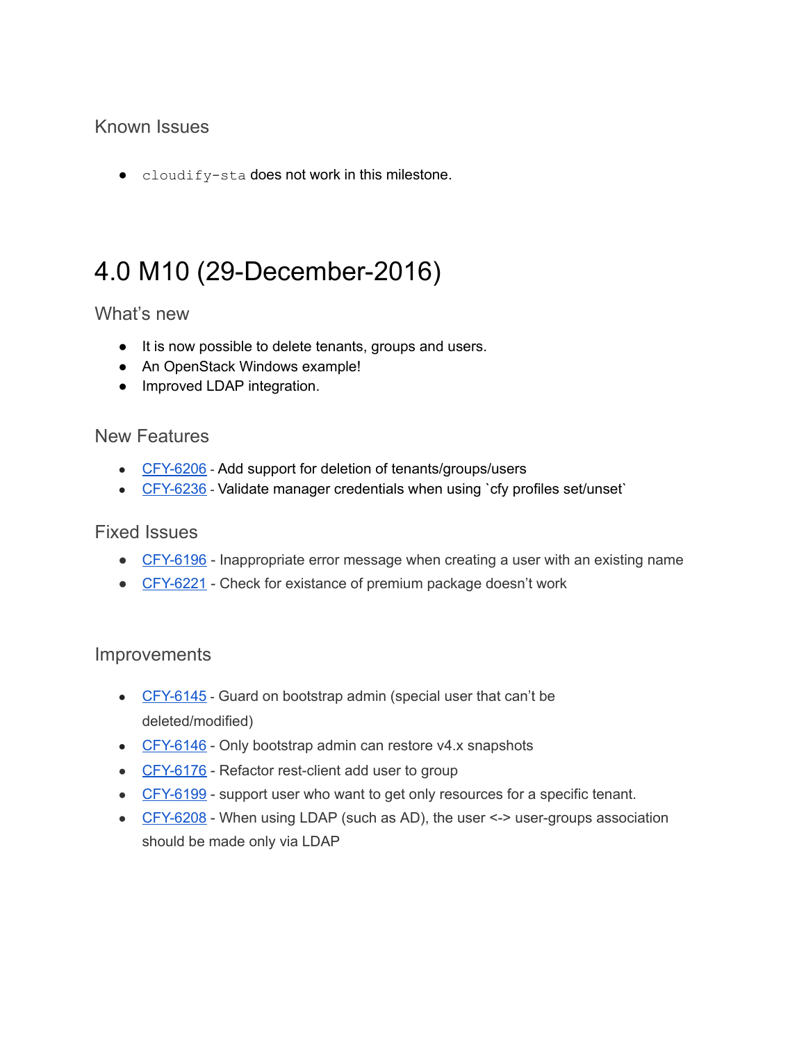### Known Issues

- `cloudify-sta` does not work in this milestone.

## 4.0 M10 (29-December-2016)

### What's new

- It is now possible to delete tenants, groups and users.
- An OpenStack Windows example!
- Improved LDAP integration.

### New Features

- CFY-6206 - Add support for deletion of tenants/groups/users
- CFY-6236 - Validate manager credentials when using `cfy profiles set/unset`

### Fixed Issues

- CFY-6196 - Inappropriate error message when creating a user with an existing name
- CFY-6221 - Check for existance of premium package doesn't work

### Improvements

- CFY-6145 - Guard on bootstrap admin (special user that can't be deleted/modified)
- CFY-6146 - Only bootstrap admin can restore v4.x snapshots
- CFY-6176 - Refactor rest-client add user to group
- CFY-6199 - support user who want to get only resources for a specific tenant.
- CFY-6208 - When using LDAP (such as AD), the user <-> user-groups association should be made only via LDAP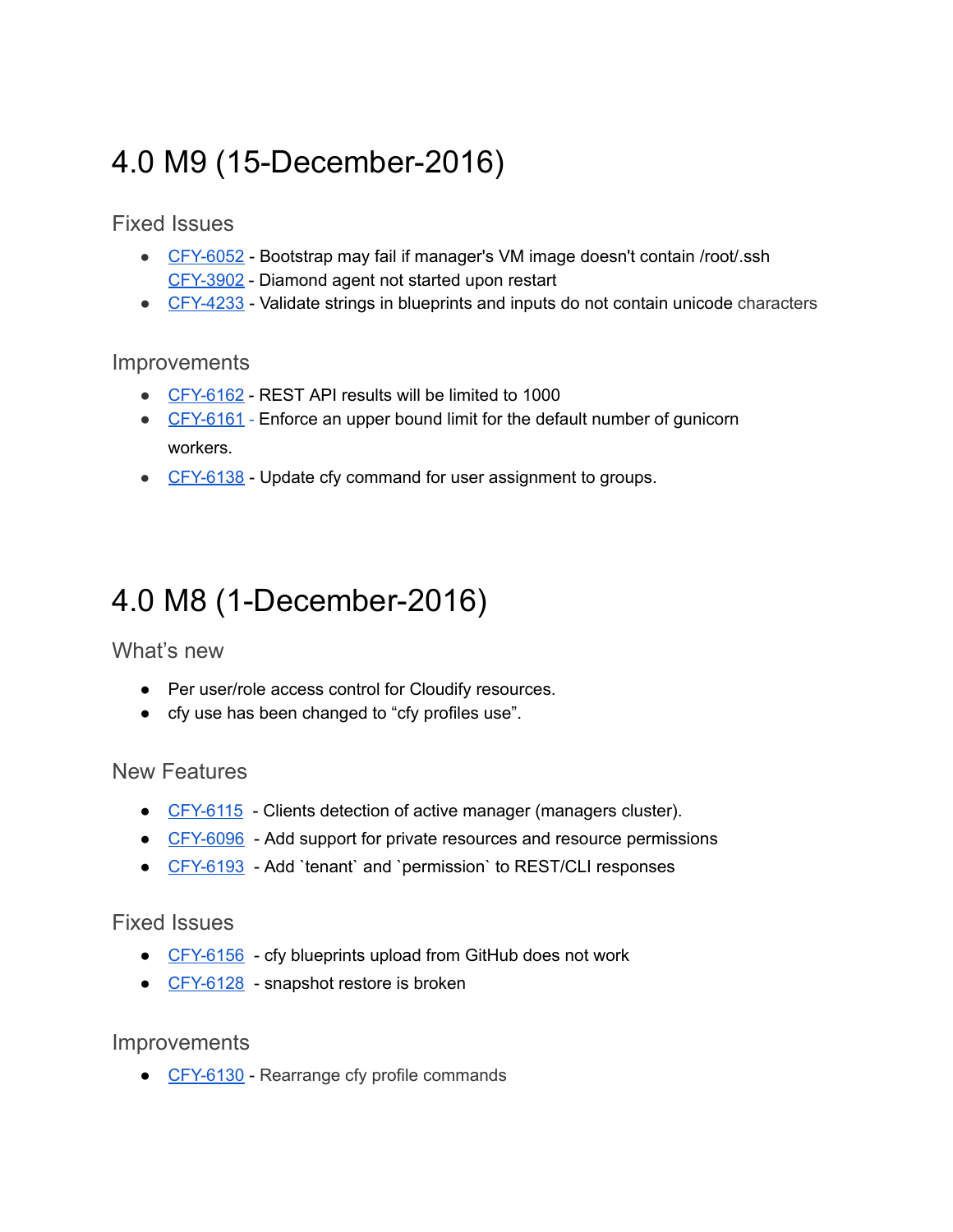# 4.0 M9 (15-December-2016)

## Fixed Issues

- CFY-6052 - Bootstrap may fail if manager's VM image doesn't contain /root/.ssh
  CFY-3902 - Diamond agent not started upon restart
- CFY-4233 - Validate strings in blueprints and inputs do not contain unicode characters

## Improvements

- CFY-6162 - REST API results will be limited to 1000
- CFY-6161 - Enforce an upper bound limit for the default number of gunicorn workers.
- CFY-6138 - Update cfy command for user assignment to groups.

# 4.0 M8 (1-December-2016)

## What's new

- Per user/role access control for Cloudify resources.
- cfy use has been changed to "cfy profiles use".

## New Features

- CFY-6115 - Clients detection of active manager (managers cluster).
- CFY-6096 - Add support for private resources and resource permissions
- CFY-6193 - Add `tenant` and `permission` to REST/CLI responses

## Fixed Issues

- CFY-6156 - cfy blueprints upload from GitHub does not work
- CFY-6128 - snapshot restore is broken

## Improvements

- CFY-6130 - Rearrange cfy profile commands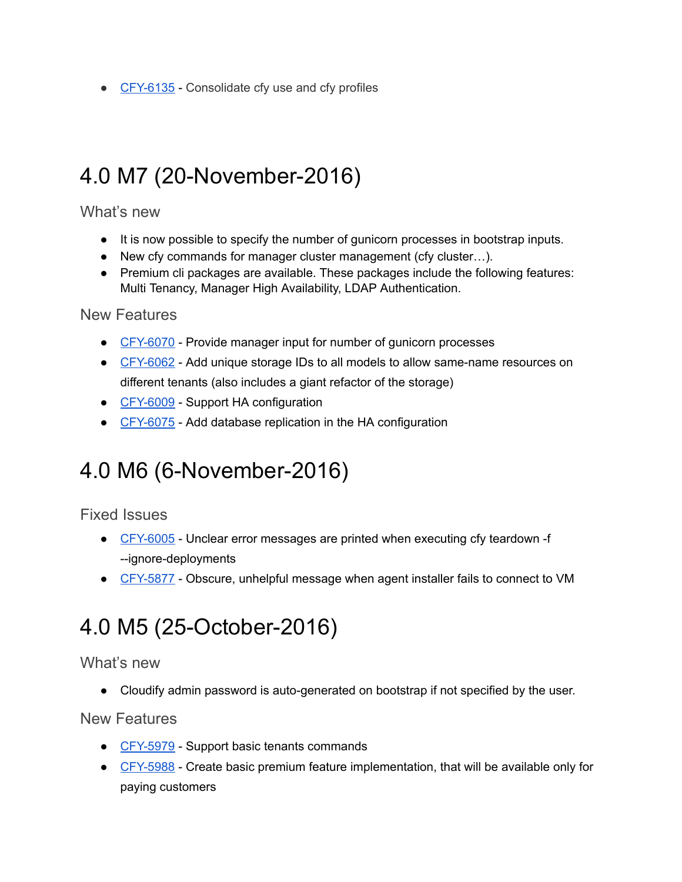- CFY-6135 - Consolidate cfy use and cfy profiles

# 4.0 M7 (20-November-2016)

## What's new

- It is now possible to specify the number of gunicorn processes in bootstrap inputs.
- New cfy commands for manager cluster management (cfy cluster…).
- Premium cli packages are available. These packages include the following features: Multi Tenancy, Manager High Availability, LDAP Authentication.

## New Features

- CFY-6070 - Provide manager input for number of gunicorn processes
- CFY-6062 - Add unique storage IDs to all models to allow same-name resources on different tenants (also includes a giant refactor of the storage)
- CFY-6009 - Support HA configuration
- CFY-6075 - Add database replication in the HA configuration

# 4.0 M6 (6-November-2016)

## Fixed Issues

- CFY-6005 - Unclear error messages are printed when executing cfy teardown -f --ignore-deployments
- CFY-5877 - Obscure, unhelpful message when agent installer fails to connect to VM

# 4.0 M5 (25-October-2016)

## What's new

- Cloudify admin password is auto-generated on bootstrap if not specified by the user.

## New Features

- CFY-5979 - Support basic tenants commands
- CFY-5988 - Create basic premium feature implementation, that will be available only for paying customers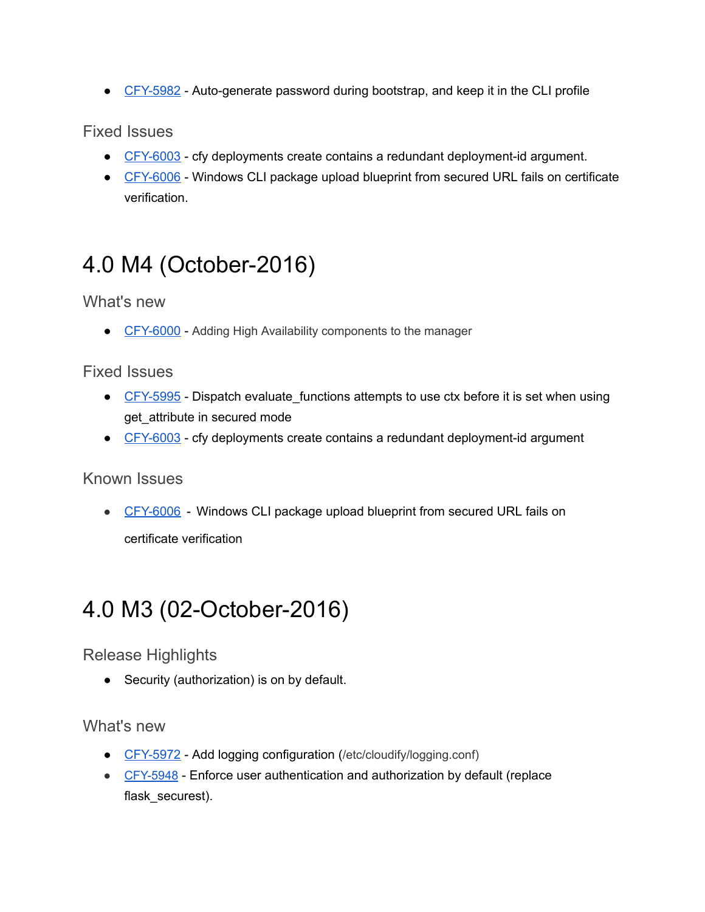- CFY-5982 - Auto-generate password during bootstrap, and keep it in the CLI profile

### Fixed Issues

- CFY-6003 - cfy deployments create contains a redundant deployment-id argument.
- CFY-6006 - Windows CLI package upload blueprint from secured URL fails on certificate verification.

# 4.0 M4 (October-2016)

### What's new

- CFY-6000 - Adding High Availability components to the manager

### Fixed Issues

- CFY-5995 - Dispatch evaluate_functions attempts to use ctx before it is set when using get_attribute in secured mode
- CFY-6003 - cfy deployments create contains a redundant deployment-id argument

### Known Issues

- CFY-6006 - Windows CLI package upload blueprint from secured URL fails on certificate verification

# 4.0 M3 (02-October-2016)

### Release Highlights

- Security (authorization) is on by default.

### What's new

- CFY-5972 - Add logging configuration (/etc/cloudify/logging.conf)
- CFY-5948 - Enforce user authentication and authorization by default (replace flask_securest).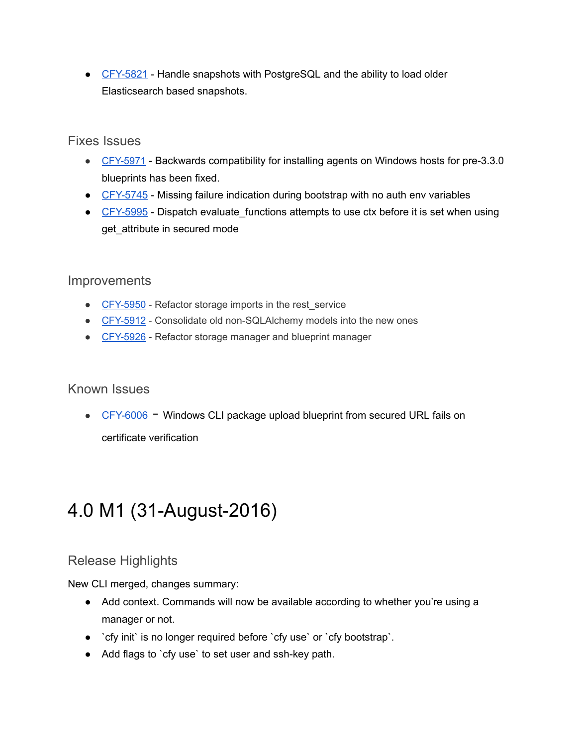- CFY-5821 - Handle snapshots with PostgreSQL and the ability to load older Elasticsearch based snapshots.

### Fixes Issues

- CFY-5971 - Backwards compatibility for installing agents on Windows hosts for pre-3.3.0 blueprints has been fixed.
- CFY-5745 - Missing failure indication during bootstrap with no auth env variables
- CFY-5995 - Dispatch evaluate_functions attempts to use ctx before it is set when using get_attribute in secured mode

### Improvements

- CFY-5950 - Refactor storage imports in the rest_service
- CFY-5912 - Consolidate old non-SQLAlchemy models into the new ones
- CFY-5926 - Refactor storage manager and blueprint manager

### Known Issues

- CFY-6006 - Windows CLI package upload blueprint from secured URL fails on certificate verification

# 4.0 M1 (31-August-2016)

### Release Highlights

New CLI merged, changes summary:

- Add context. Commands will now be available according to whether you're using a manager or not.
- `cfy init` is no longer required before `cfy use` or `cfy bootstrap`.
- Add flags to `cfy use` to set user and ssh-key path.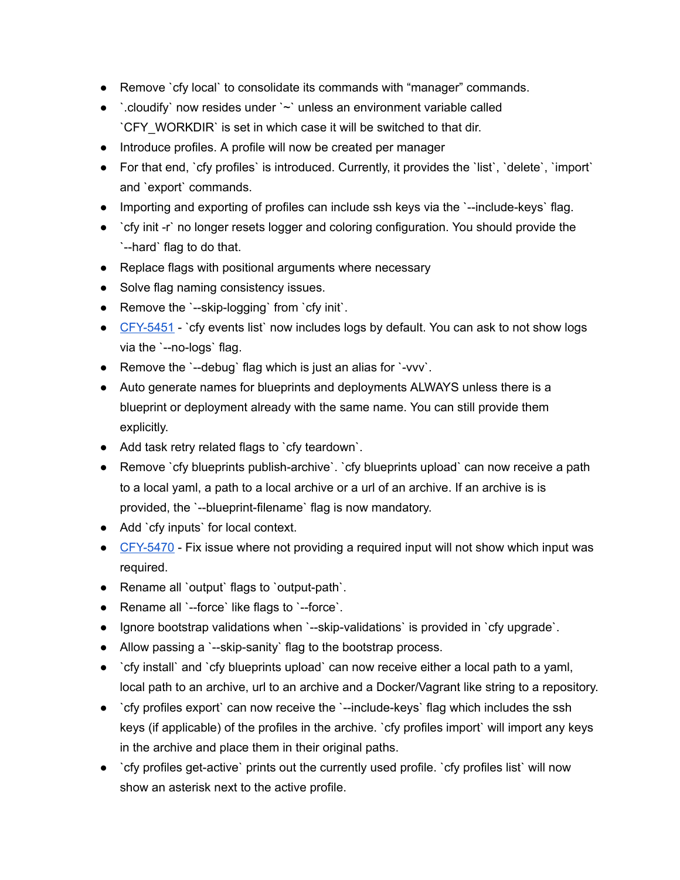- Remove `cfy local` to consolidate its commands with "manager" commands.
- `.cloudify` now resides under `~` unless an environment variable called `CFY_WORKDIR` is set in which case it will be switched to that dir.
- Introduce profiles. A profile will now be created per manager
- For that end, `cfy profiles` is introduced. Currently, it provides the `list`, `delete`, `import` and `export` commands.
- Importing and exporting of profiles can include ssh keys via the `--include-keys` flag.
- `cfy init -r` no longer resets logger and coloring configuration. You should provide the `--hard` flag to do that.
- Replace flags with positional arguments where necessary
- Solve flag naming consistency issues.
- Remove the `--skip-logging` from `cfy init`.
- [CFY-5451](CFY-5451) - `cfy events list` now includes logs by default. You can ask to not show logs via the `--no-logs` flag.
- Remove the `--debug` flag which is just an alias for `-vvv`.
- Auto generate names for blueprints and deployments ALWAYS unless there is a blueprint or deployment already with the same name. You can still provide them explicitly.
- Add task retry related flags to `cfy teardown`.
- Remove `cfy blueprints publish-archive`. `cfy blueprints upload` can now receive a path to a local yaml, a path to a local archive or a url of an archive. If an archive is is provided, the `--blueprint-filename` flag is now mandatory.
- Add `cfy inputs` for local context.
- [CFY-5470](CFY-5470) - Fix issue where not providing a required input will not show which input was required.
- Rename all `output` flags to `output-path`.
- Rename all `--force` like flags to `--force`.
- Ignore bootstrap validations when `--skip-validations` is provided in `cfy upgrade`.
- Allow passing a `--skip-sanity` flag to the bootstrap process.
- `cfy install` and `cfy blueprints upload` can now receive either a local path to a yaml, local path to an archive, url to an archive and a Docker/Vagrant like string to a repository.
- `cfy profiles export` can now receive the `--include-keys` flag which includes the ssh keys (if applicable) of the profiles in the archive. `cfy profiles import` will import any keys in the archive and place them in their original paths.
- `cfy profiles get-active` prints out the currently used profile. `cfy profiles list` will now show an asterisk next to the active profile.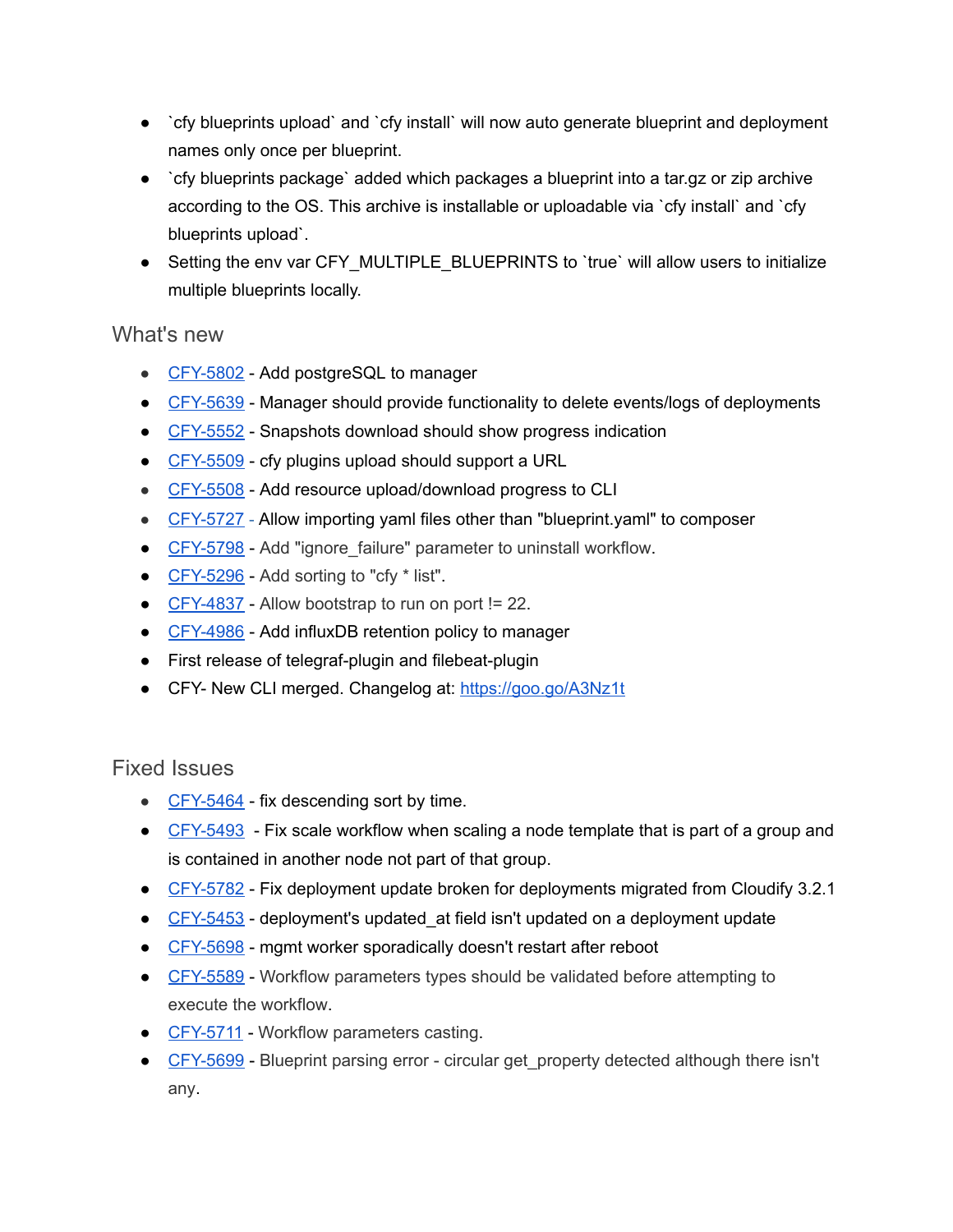- `cfy blueprints upload` and `cfy install` will now auto generate blueprint and deployment names only once per blueprint.
- `cfy blueprints package` added which packages a blueprint into a tar.gz or zip archive according to the OS. This archive is installable or uploadable via `cfy install` and `cfy blueprints upload`.
- Setting the env var CFY_MULTIPLE_BLUEPRINTS to `true` will allow users to initialize multiple blueprints locally.

## What's new

- CFY-5802 - Add postgreSQL to manager
- CFY-5639 - Manager should provide functionality to delete events/logs of deployments
- CFY-5552 - Snapshots download should show progress indication
- CFY-5509 - cfy plugins upload should support a URL
- CFY-5508 - Add resource upload/download progress to CLI
- CFY-5727 - Allow importing yaml files other than "blueprint.yaml" to composer
- CFY-5798 - Add "ignore_failure" parameter to uninstall workflow.
- CFY-5296 - Add sorting to "cfy * list".
- CFY-4837 - Allow bootstrap to run on port != 22.
- CFY-4986 - Add influxDB retention policy to manager
- First release of telegraf-plugin and filebeat-plugin
- CFY- New CLI merged. Changelog at: https://goo.gl/A3Nz1t

## Fixed Issues

- CFY-5464 - fix descending sort by time.
- CFY-5493 - Fix scale workflow when scaling a node template that is part of a group and is contained in another node not part of that group.
- CFY-5782 - Fix deployment update broken for deployments migrated from Cloudify 3.2.1
- CFY-5453 - deployment's updated_at field isn't updated on a deployment update
- CFY-5698 - mgmt worker sporadically doesn't restart after reboot
- CFY-5589 - Workflow parameters types should be validated before attempting to execute the workflow.
- CFY-5711 - Workflow parameters casting.
- CFY-5699 - Blueprint parsing error - circular get_property detected although there isn't any.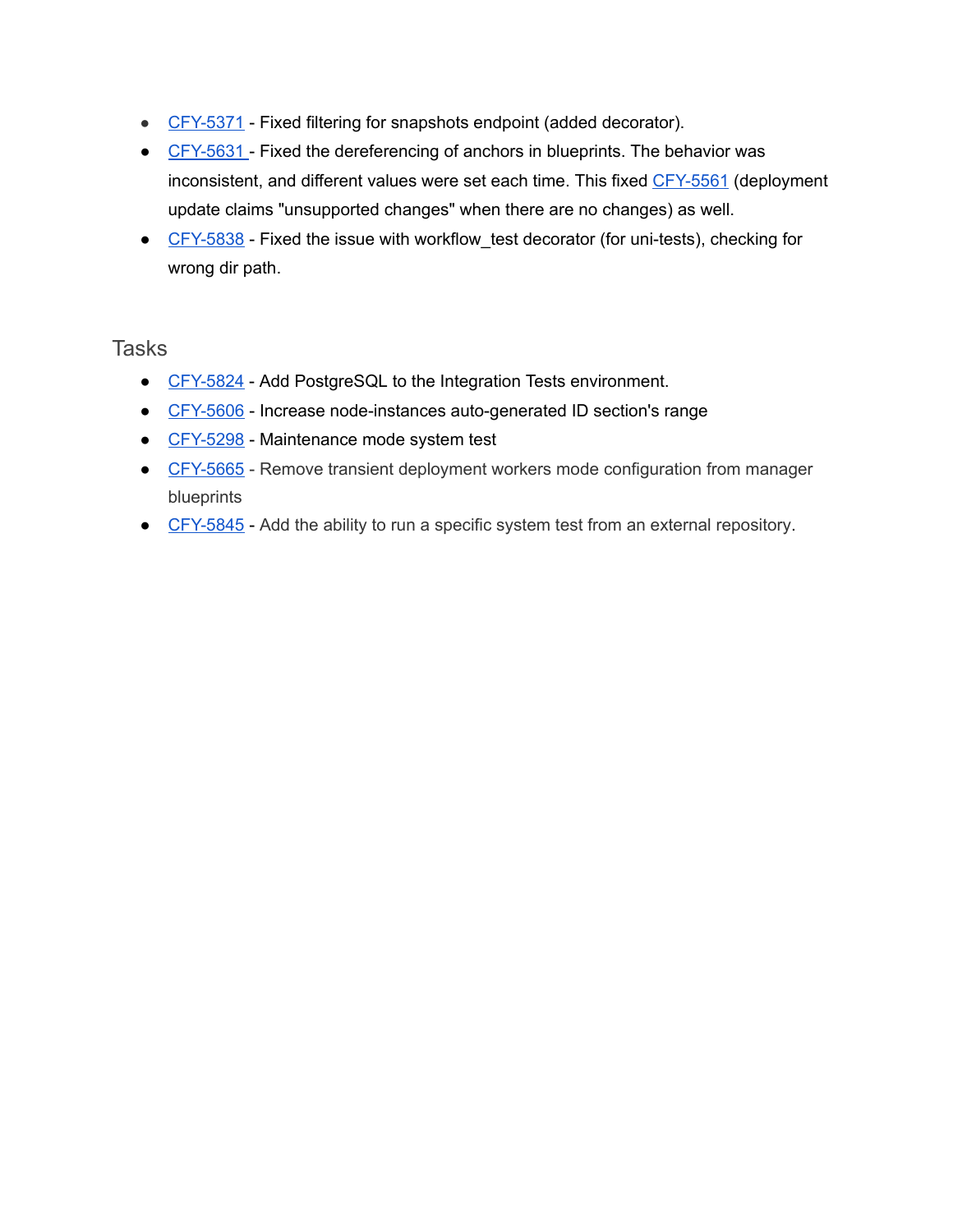- CFY-5371 - Fixed filtering for snapshots endpoint (added decorator).
- CFY-5631 - Fixed the dereferencing of anchors in blueprints. The behavior was inconsistent, and different values were set each time. This fixed CFY-5561 (deployment update claims "unsupported changes" when there are no changes) as well.
- CFY-5838 - Fixed the issue with workflow_test decorator (for uni-tests), checking for wrong dir path.

## Tasks

- CFY-5824 - Add PostgreSQL to the Integration Tests environment.
- CFY-5606 - Increase node-instances auto-generated ID section's range
- CFY-5298 - Maintenance mode system test
- CFY-5665 - Remove transient deployment workers mode configuration from manager blueprints
- CFY-5845 - Add the ability to run a specific system test from an external repository.